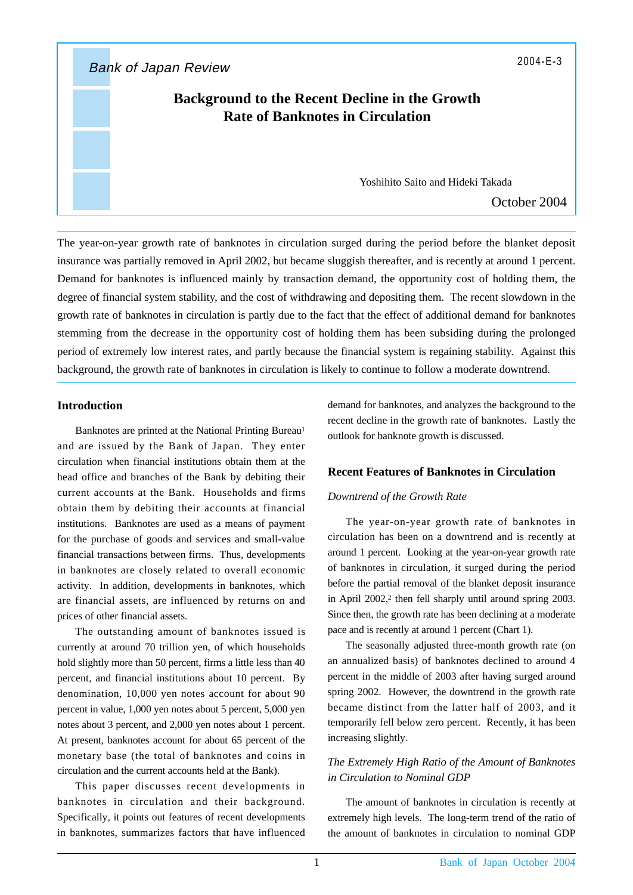Bank of Japan Review

2004-E-3

# Background to the Recent Decline in the Growth Rate of Banknotes in Circulation

Yoshihito Saito and Hideki Takada

October 2004

The year-on-year growth rate of banknotes in circulation surged during the period before the blanket deposit insurance was partially removed in April 2002, but became sluggish thereafter, and is recently at around 1 percent. Demand for banknotes is influenced mainly by transaction demand, the opportunity cost of holding them, the degree of financial system stability, and the cost of withdrawing and depositing them. The recent slowdown in the growth rate of banknotes in circulation is partly due to the fact that the effect of additional demand for banknotes stemming from the decrease in the opportunity cost of holding them has been subsiding during the prolonged period of extremely low interest rates, and partly because the financial system is regaining stability. Against this background, the growth rate of banknotes in circulation is likely to continue to follow a moderate downtrend.

## Introduction

Banknotes are printed at the National Printing Bureau[1] and are issued by the Bank of Japan. They enter circulation when financial institutions obtain them at the head office and branches of the Bank by debiting their current accounts at the Bank. Households and firms obtain them by debiting their accounts at financial institutions. Banknotes are used as a means of payment for the purchase of goods and services and small-value financial transactions between firms. Thus, developments in banknotes are closely related to overall economic activity. In addition, developments in banknotes, which are financial assets, are influenced by returns on and prices of other financial assets.

The outstanding amount of banknotes issued is currently at around 70 trillion yen, of which households hold slightly more than 50 percent, firms a little less than 40 percent, and financial institutions about 10 percent. By denomination, 10,000 yen notes account for about 90 percent in value, 1,000 yen notes about 5 percent, 5,000 yen notes about 3 percent, and 2,000 yen notes about 1 percent. At present, banknotes account for about 65 percent of the monetary base (the total of banknotes and coins in circulation and the current accounts held at the Bank).

This paper discusses recent developments in banknotes in circulation and their background. Specifically, it points out features of recent developments in banknotes, summarizes factors that have influenced demand for banknotes, and analyzes the background to the recent decline in the growth rate of banknotes. Lastly the outlook for banknote growth is discussed.

## Recent Features of Banknotes in Circulation

### *Downtrend of the Growth Rate*

The year-on-year growth rate of banknotes in circulation has been on a downtrend and is recently at around 1 percent. Looking at the year-on-year growth rate of banknotes in circulation, it surged during the period before the partial removal of the blanket deposit insurance in April 2002,[2] then fell sharply until around spring 2003. Since then, the growth rate has been declining at a moderate pace and is recently at around 1 percent (Chart 1).

The seasonally adjusted three-month growth rate (on an annualized basis) of banknotes declined to around 4 percent in the middle of 2003 after having surged around spring 2002. However, the downtrend in the growth rate became distinct from the latter half of 2003, and it temporarily fell below zero percent. Recently, it has been increasing slightly.

### *The Extremely High Ratio of the Amount of Banknotes in Circulation to Nominal GDP*

The amount of banknotes in circulation is recently at extremely high levels. The long-term trend of the ratio of the amount of banknotes in circulation to nominal GDP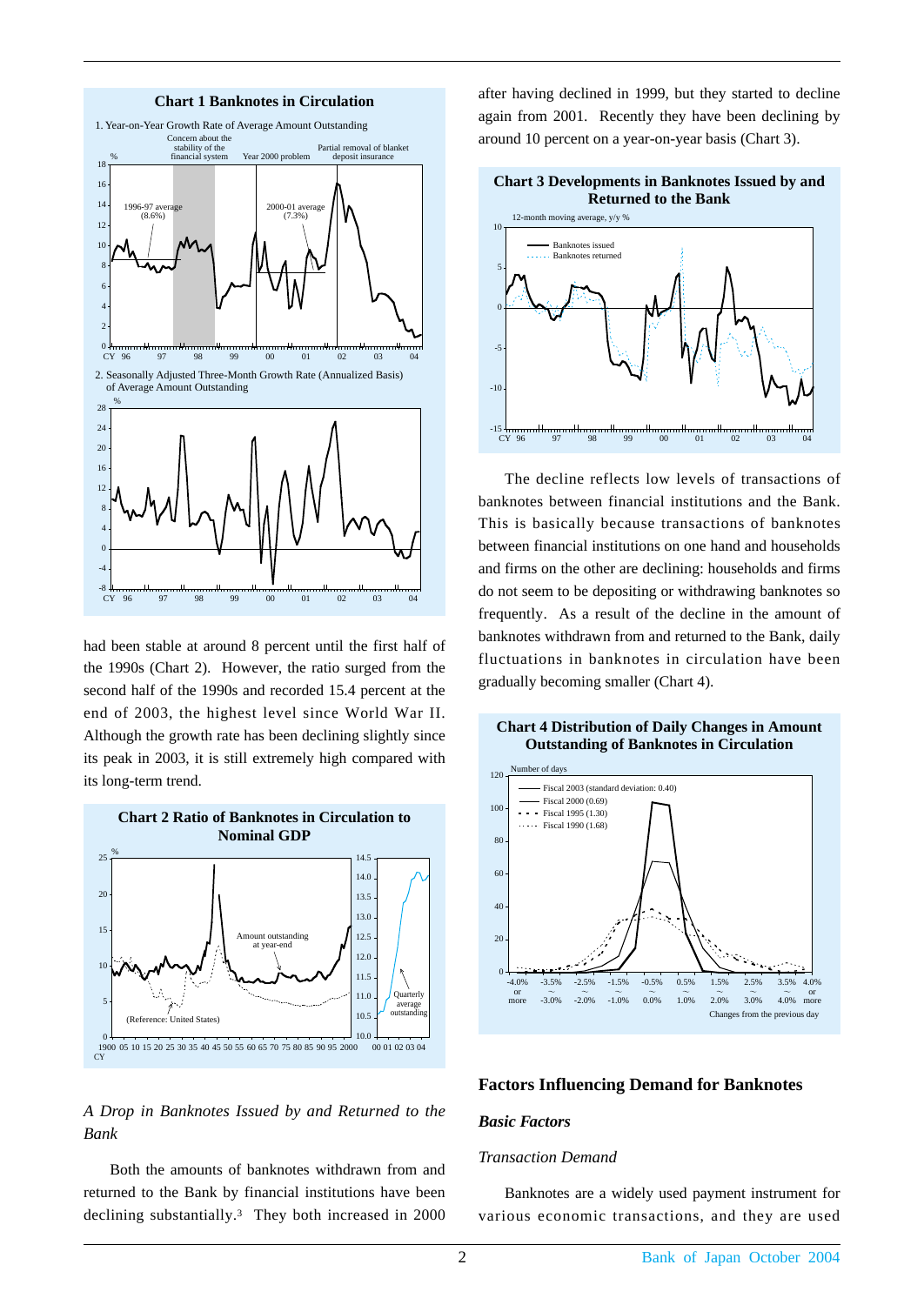**Chart 1 Banknotes in Circulation**

1. Year-on-Year Growth Rate of Average Amount Outstanding

2. Seasonally Adjusted Three-Month Growth Rate (Annualized Basis) of Average Amount Outstanding

had been stable at around 8 percent until the first half of the 1990s (Chart 2). However, the ratio surged from the second half of the 1990s and recorded 15.4 percent at the end of 2003, the highest level since World War II. Although the growth rate has been declining slightly since its peak in 2003, it is still extremely high compared with its long-term trend.

**Chart 2 Ratio of Banknotes in Circulation to Nominal GDP**

### *A Drop in Banknotes Issued by and Returned to the Bank*

Both the amounts of banknotes withdrawn from and returned to the Bank by financial institutions have been declining substantially.[3] They both increased in 2000 after having declined in 1999, but they started to decline again from 2001. Recently they have been declining by around 10 percent on a year-on-year basis (Chart 3).

**Chart 3 Developments in Banknotes Issued by and Returned to the Bank**

The decline reflects low levels of transactions of banknotes between financial institutions and the Bank. This is basically because transactions of banknotes between financial institutions on one hand and households and firms on the other are declining: households and firms do not seem to be depositing or withdrawing banknotes so frequently. As a result of the decline in the amount of banknotes withdrawn from and returned to the Bank, daily fluctuations in banknotes in circulation have been gradually becoming smaller (Chart 4).

**Chart 4 Distribution of Daily Changes in Amount Outstanding of Banknotes in Circulation**

## Factors Influencing Demand for Banknotes

### *Basic Factors*

#### *Transaction Demand*

Banknotes are a widely used payment instrument for various economic transactions, and they are used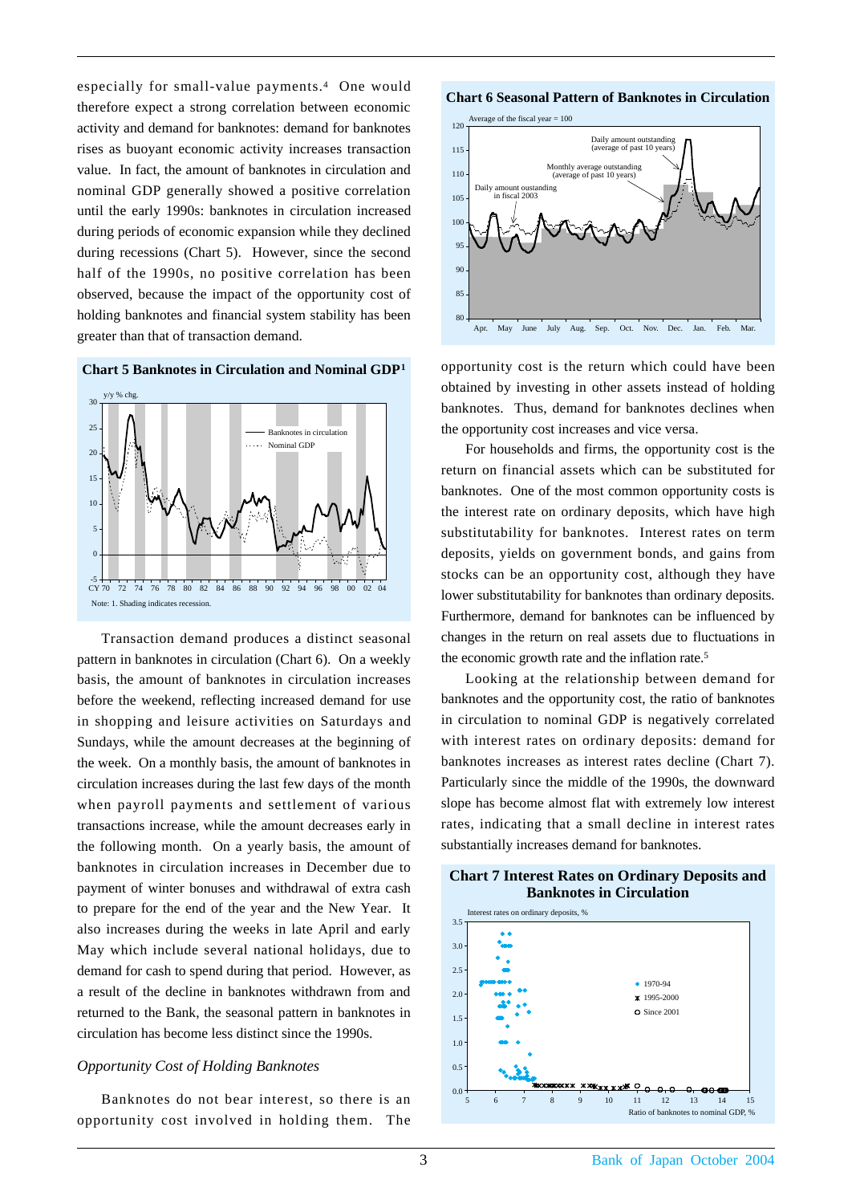especially for small-value payments.[4] One would therefore expect a strong correlation between economic activity and demand for banknotes: demand for banknotes rises as buoyant economic activity increases transaction value. In fact, the amount of banknotes in circulation and nominal GDP generally showed a positive correlation until the early 1990s: banknotes in circulation increased during periods of economic expansion while they declined during recessions (Chart 5). However, since the second half of the 1990s, no positive correlation has been observed, because the impact of the opportunity cost of holding banknotes and financial system stability has been greater than that of transaction demand.

**Chart 5 Banknotes in Circulation and Nominal GDP[1]**

Note: 1. Shading indicates recession.

Transaction demand produces a distinct seasonal pattern in banknotes in circulation (Chart 6). On a weekly basis, the amount of banknotes in circulation increases before the weekend, reflecting increased demand for use in shopping and leisure activities on Saturdays and Sundays, while the amount decreases at the beginning of the week. On a monthly basis, the amount of banknotes in circulation increases during the last few days of the month when payroll payments and settlement of various transactions increase, while the amount decreases early in the following month. On a yearly basis, the amount of banknotes in circulation increases in December due to payment of winter bonuses and withdrawal of extra cash to prepare for the end of the year and the New Year. It also increases during the weeks in late April and early May which include several national holidays, due to demand for cash to spend during that period. However, as a result of the decline in banknotes withdrawn from and returned to the Bank, the seasonal pattern in banknotes in circulation has become less distinct since the 1990s.

*Opportunity Cost of Holding Banknotes*

Banknotes do not bear interest, so there is an opportunity cost involved in holding them. The

**Chart 6 Seasonal Pattern of Banknotes in Circulation**

opportunity cost is the return which could have been obtained by investing in other assets instead of holding banknotes. Thus, demand for banknotes declines when the opportunity cost increases and vice versa.

For households and firms, the opportunity cost is the return on financial assets which can be substituted for banknotes. One of the most common opportunity costs is the interest rate on ordinary deposits, which have high substitutability for banknotes. Interest rates on term deposits, yields on government bonds, and gains from stocks can be an opportunity cost, although they have lower substitutability for banknotes than ordinary deposits. Furthermore, demand for banknotes can be influenced by changes in the return on real assets due to fluctuations in the economic growth rate and the inflation rate.[5]

Looking at the relationship between demand for banknotes and the opportunity cost, the ratio of banknotes in circulation to nominal GDP is negatively correlated with interest rates on ordinary deposits: demand for banknotes increases as interest rates decline (Chart 7). Particularly since the middle of the 1990s, the downward slope has become almost flat with extremely low interest rates, indicating that a small decline in interest rates substantially increases demand for banknotes.

**Chart 7 Interest Rates on Ordinary Deposits and Banknotes in Circulation**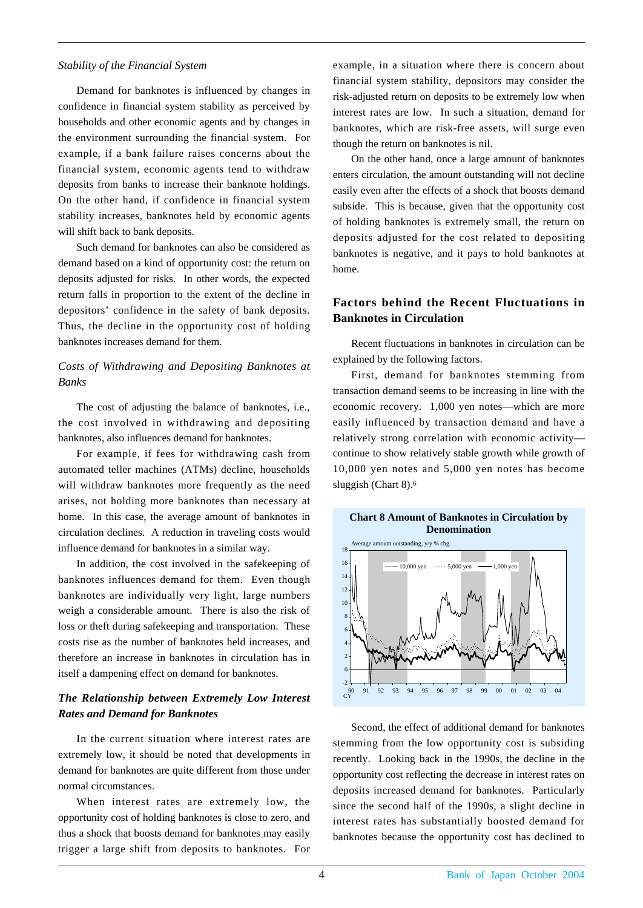*Stability of the Financial System*

Demand for banknotes is influenced by changes in confidence in financial system stability as perceived by households and other economic agents and by changes in the environment surrounding the financial system. For example, if a bank failure raises concerns about the financial system, economic agents tend to withdraw deposits from banks to increase their banknote holdings. On the other hand, if confidence in financial system stability increases, banknotes held by economic agents will shift back to bank deposits.

Such demand for banknotes can also be considered as demand based on a kind of opportunity cost: the return on deposits adjusted for risks. In other words, the expected return falls in proportion to the extent of the decline in depositors' confidence in the safety of bank deposits. Thus, the decline in the opportunity cost of holding banknotes increases demand for them.

*Costs of Withdrawing and Depositing Banknotes at Banks*

The cost of adjusting the balance of banknotes, i.e., the cost involved in withdrawing and depositing banknotes, also influences demand for banknotes.

For example, if fees for withdrawing cash from automated teller machines (ATMs) decline, households will withdraw banknotes more frequently as the need arises, not holding more banknotes than necessary at home. In this case, the average amount of banknotes in circulation declines. A reduction in traveling costs would influence demand for banknotes in a similar way.

In addition, the cost involved in the safekeeping of banknotes influences demand for them. Even though banknotes are individually very light, large numbers weigh a considerable amount. There is also the risk of loss or theft during safekeeping and transportation. These costs rise as the number of banknotes held increases, and therefore an increase in banknotes in circulation has in itself a dampening effect on demand for banknotes.

***The Relationship between Extremely Low Interest Rates and Demand for Banknotes***

In the current situation where interest rates are extremely low, it should be noted that developments in demand for banknotes are quite different from those under normal circumstances.

When interest rates are extremely low, the opportunity cost of holding banknotes is close to zero, and thus a shock that boosts demand for banknotes may easily trigger a large shift from deposits to banknotes. For example, in a situation where there is concern about financial system stability, depositors may consider the risk-adjusted return on deposits to be extremely low when interest rates are low. In such a situation, demand for banknotes, which are risk-free assets, will surge even though the return on banknotes is nil.

On the other hand, once a large amount of banknotes enters circulation, the amount outstanding will not decline easily even after the effects of a shock that boosts demand subside. This is because, given that the opportunity cost of holding banknotes is extremely small, the return on deposits adjusted for the cost related to depositing banknotes is negative, and it pays to hold banknotes at home.

## Factors behind the Recent Fluctuations in Banknotes in Circulation

Recent fluctuations in banknotes in circulation can be explained by the following factors.

First, demand for banknotes stemming from transaction demand seems to be increasing in line with the economic recovery. 1,000 yen notes—which are more easily influenced by transaction demand and have a relatively strong correlation with economic activity—continue to show relatively stable growth while growth of 10,000 yen notes and 5,000 yen notes has become sluggish (Chart 8).[6]

**Chart 8 Amount of Banknotes in Circulation by Denomination**

Second, the effect of additional demand for banknotes stemming from the low opportunity cost is subsiding recently. Looking back in the 1990s, the decline in the opportunity cost reflecting the decrease in interest rates on deposits increased demand for banknotes. Particularly since the second half of the 1990s, a slight decline in interest rates has substantially boosted demand for banknotes because the opportunity cost has declined to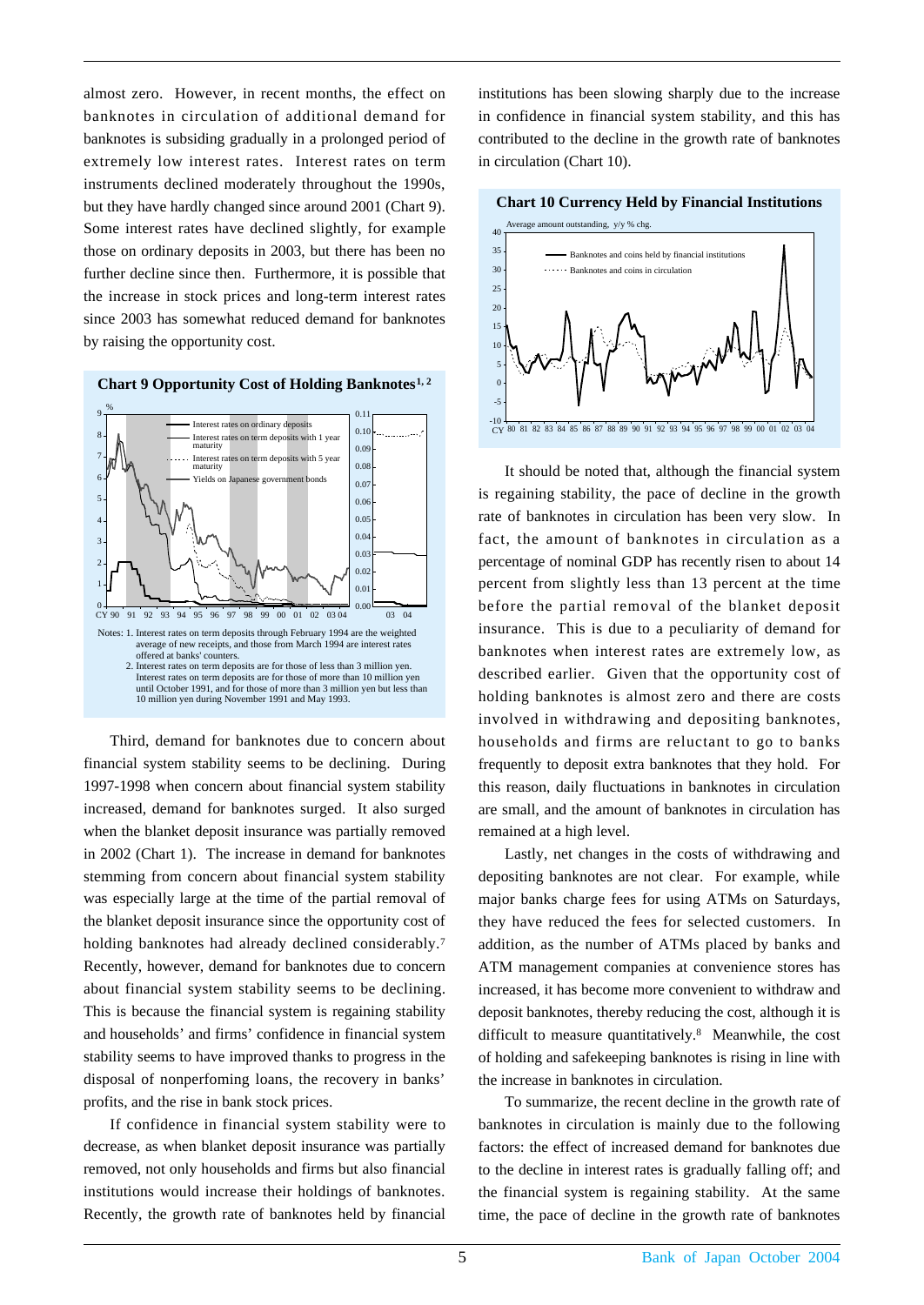almost zero. However, in recent months, the effect on banknotes in circulation of additional demand for banknotes is subsiding gradually in a prolonged period of extremely low interest rates. Interest rates on term instruments declined moderately throughout the 1990s, but they have hardly changed since around 2001 (Chart 9). Some interest rates have declined slightly, for example those on ordinary deposits in 2003, but there has been no further decline since then. Furthermore, it is possible that the increase in stock prices and long-term interest rates since 2003 has somewhat reduced demand for banknotes by raising the opportunity cost.

**Chart 9 Opportunity Cost of Holding Banknotes[1, 2]**

Notes: 1. Interest rates on term deposits through February 1994 are the weighted average of new receipts, and those from March 1994 are interest rates offered at banks' counters.
2. Interest rates on term deposits are for those of less than 3 million yen. Interest rates on term deposits are for those of more than 10 million yen until October 1991, and for those of more than 3 million yen but less than 10 million yen during November 1991 and May 1993.

Third, demand for banknotes due to concern about financial system stability seems to be declining. During 1997-1998 when concern about financial system stability increased, demand for banknotes surged. It also surged when the blanket deposit insurance was partially removed in 2002 (Chart 1). The increase in demand for banknotes stemming from concern about financial system stability was especially large at the time of the partial removal of the blanket deposit insurance since the opportunity cost of holding banknotes had already declined considerably.[7] Recently, however, demand for banknotes due to concern about financial system stability seems to be declining. This is because the financial system is regaining stability and households' and firms' confidence in financial system stability seems to have improved thanks to progress in the disposal of nonperfoming loans, the recovery in banks' profits, and the rise in bank stock prices.

If confidence in financial system stability were to decrease, as when blanket deposit insurance was partially removed, not only households and firms but also financial institutions would increase their holdings of banknotes. Recently, the growth rate of banknotes held by financial institutions has been slowing sharply due to the increase in confidence in financial system stability, and this has contributed to the decline in the growth rate of banknotes in circulation (Chart 10).

**Chart 10 Currency Held by Financial Institutions**

It should be noted that, although the financial system is regaining stability, the pace of decline in the growth rate of banknotes in circulation has been very slow. In fact, the amount of banknotes in circulation as a percentage of nominal GDP has recently risen to about 14 percent from slightly less than 13 percent at the time before the partial removal of the blanket deposit insurance. This is due to a peculiarity of demand for banknotes when interest rates are extremely low, as described earlier. Given that the opportunity cost of holding banknotes is almost zero and there are costs involved in withdrawing and depositing banknotes, households and firms are reluctant to go to banks frequently to deposit extra banknotes that they hold. For this reason, daily fluctuations in banknotes in circulation are small, and the amount of banknotes in circulation has remained at a high level.

Lastly, net changes in the costs of withdrawing and depositing banknotes are not clear. For example, while major banks charge fees for using ATMs on Saturdays, they have reduced the fees for selected customers. In addition, as the number of ATMs placed by banks and ATM management companies at convenience stores has increased, it has become more convenient to withdraw and deposit banknotes, thereby reducing the cost, although it is difficult to measure quantitatively.[8] Meanwhile, the cost of holding and safekeeping banknotes is rising in line with the increase in banknotes in circulation.

To summarize, the recent decline in the growth rate of banknotes in circulation is mainly due to the following factors: the effect of increased demand for banknotes due to the decline in interest rates is gradually falling off; and the financial system is regaining stability. At the same time, the pace of decline in the growth rate of banknotes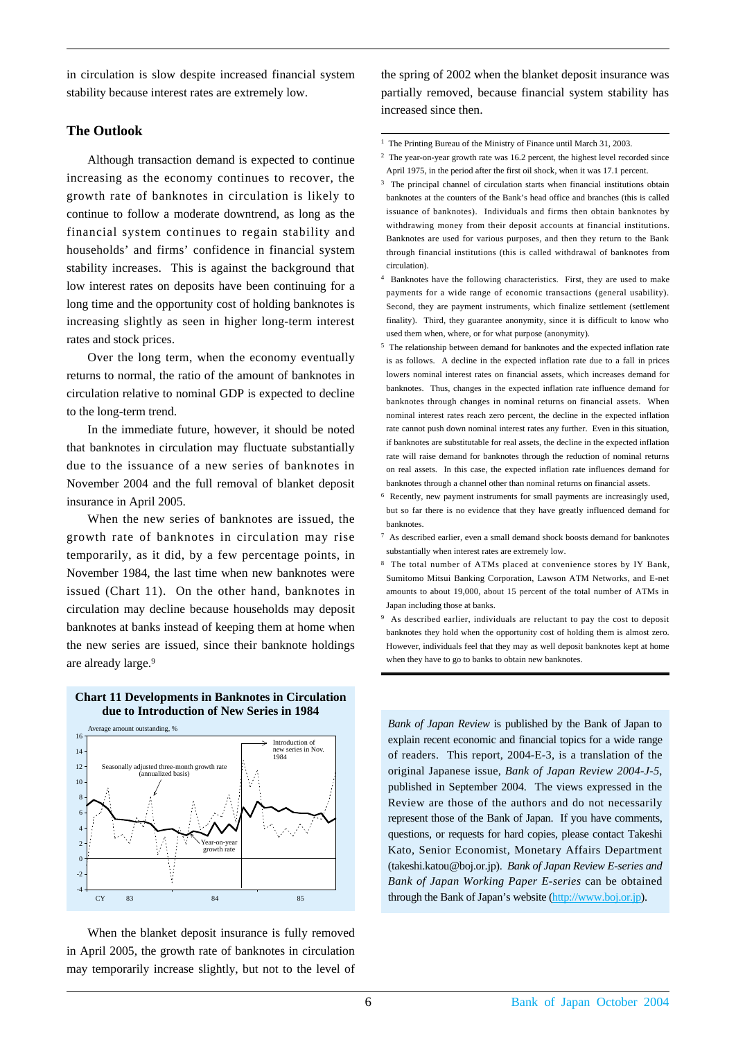in circulation is slow despite increased financial system stability because interest rates are extremely low.

## The Outlook

Although transaction demand is expected to continue increasing as the economy continues to recover, the growth rate of banknotes in circulation is likely to continue to follow a moderate downtrend, as long as the financial system continues to regain stability and households' and firms' confidence in financial system stability increases. This is against the background that low interest rates on deposits have been continuing for a long time and the opportunity cost of holding banknotes is increasing slightly as seen in higher long-term interest rates and stock prices.

Over the long term, when the economy eventually returns to normal, the ratio of the amount of banknotes in circulation relative to nominal GDP is expected to decline to the long-term trend.

In the immediate future, however, it should be noted that banknotes in circulation may fluctuate substantially due to the issuance of a new series of banknotes in November 2004 and the full removal of blanket deposit insurance in April 2005.

When the new series of banknotes are issued, the growth rate of banknotes in circulation may rise temporarily, as it did, by a few percentage points, in November 1984, the last time when new banknotes were issued (Chart 11). On the other hand, banknotes in circulation may decline because households may deposit banknotes at banks instead of keeping them at home when the new series are issued, since their banknote holdings are already large.[9]

**Chart 11 Developments in Banknotes in Circulation due to Introduction of New Series in 1984**

Average amount outstanding, %

16
14
12
10
8
6
4
2
0
-2
-4

Seasonally adjusted three-month growth rate (annualized basis)

Introduction of new series in Nov. 1984

Year-on-year growth rate

CY 83 84 85

When the blanket deposit insurance is fully removed in April 2005, the growth rate of banknotes in circulation may temporarily increase slightly, but not to the level of the spring of 2002 when the blanket deposit insurance was partially removed, because financial system stability has increased since then.

---

[1] The Printing Bureau of the Ministry of Finance until March 31, 2003.

[2] The year-on-year growth rate was 16.2 percent, the highest level recorded since April 1975, in the period after the first oil shock, when it was 17.1 percent.

[3] The principal channel of circulation starts when financial institutions obtain banknotes at the counters of the Bank's head office and branches (this is called issuance of banknotes). Individuals and firms then obtain banknotes by withdrawing money from their deposit accounts at financial institutions. Banknotes are used for various purposes, and then they return to the Bank through financial institutions (this is called withdrawal of banknotes from circulation).

[4] Banknotes have the following characteristics. First, they are used to make payments for a wide range of economic transactions (general usability). Second, they are payment instruments, which finalize settlement (settlement finality). Third, they guarantee anonymity, since it is difficult to know who used them when, where, or for what purpose (anonymity).

[5] The relationship between demand for banknotes and the expected inflation rate is as follows. A decline in the expected inflation rate due to a fall in prices lowers nominal interest rates on financial assets, which increases demand for banknotes. Thus, changes in the expected inflation rate influence demand for banknotes through changes in nominal returns on financial assets. When nominal interest rates reach zero percent, the decline in the expected inflation rate cannot push down nominal interest rates any further. Even in this situation, if banknotes are substitutable for real assets, the decline in the expected inflation rate will raise demand for banknotes through the reduction of nominal returns on real assets. In this case, the expected inflation rate influences demand for banknotes through a channel other than nominal returns on financial assets.

[6] Recently, new payment instruments for small payments are increasingly used, but so far there is no evidence that they have greatly influenced demand for banknotes.

[7] As described earlier, even a small demand shock boosts demand for banknotes substantially when interest rates are extremely low.

[8] The total number of ATMs placed at convenience stores by IY Bank, Sumitomo Mitsui Banking Corporation, Lawson ATM Networks, and E-net amounts to about 19,000, about 15 percent of the total number of ATMs in Japan including those at banks.

[9] As described earlier, individuals are reluctant to pay the cost to deposit banknotes they hold when the opportunity cost of holding them is almost zero. However, individuals feel that they may as well deposit banknotes kept at home when they have to go to banks to obtain new banknotes.

---

*Bank of Japan Review* is published by the Bank of Japan to explain recent economic and financial topics for a wide range of readers. This report, 2004-E-3, is a translation of the original Japanese issue, *Bank of Japan Review 2004-J-5*, published in September 2004. The views expressed in the Review are those of the authors and do not necessarily represent those of the Bank of Japan. If you have comments, questions, or requests for hard copies, please contact Takeshi Kato, Senior Economist, Monetary Affairs Department (takeshi.katou@boj.or.jp). *Bank of Japan Review E-series and Bank of Japan Working Paper E-series* can be obtained through the Bank of Japan's website (http://www.boj.or.jp).